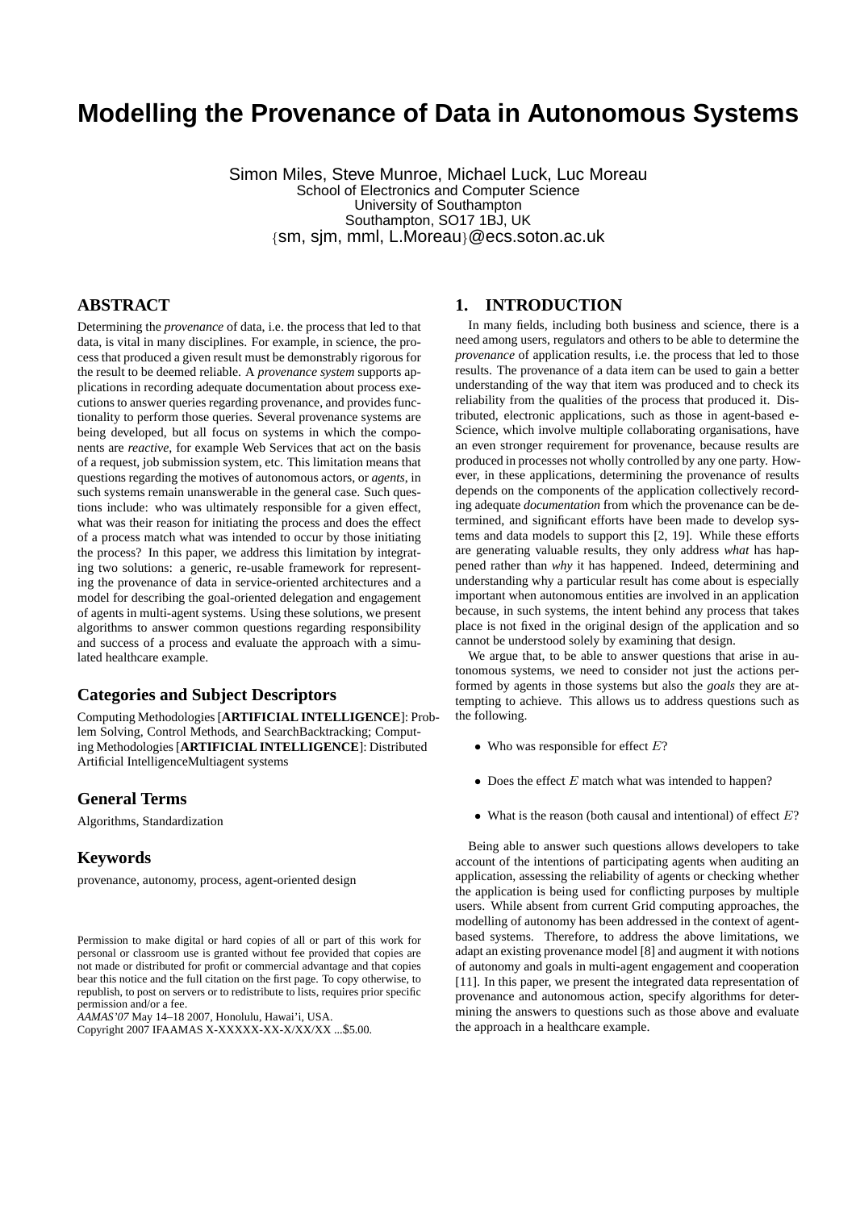# Modelling the Provenance of Data in Autonomous Systems

Simon Miles, Steve Munroe, Michael Luck, Luc Moreau
School of Electronics and Computer Science
University of Southampton
Southampton, SO17 1BJ, UK
{sm, sjm, mml, L.Moreau}@ecs.soton.ac.uk

## ABSTRACT

Determining the *provenance* of data, i.e. the process that led to that data, is vital in many disciplines. For example, in science, the process that produced a given result must be demonstrably rigorous for the result to be deemed reliable. A *provenance system* supports applications in recording adequate documentation about process executions to answer queries regarding provenance, and provides functionality to perform those queries. Several provenance systems are being developed, but all focus on systems in which the components are *reactive*, for example Web Services that act on the basis of a request, job submission system, etc. This limitation means that questions regarding the motives of autonomous actors, or *agents*, in such systems remain unanswerable in the general case. Such questions include: who was ultimately responsible for a given effect, what was their reason for initiating the process and does the effect of a process match what was intended to occur by those initiating the process? In this paper, we address this limitation by integrating two solutions: a generic, re-usable framework for representing the provenance of data in service-oriented architectures and a model for describing the goal-oriented delegation and engagement of agents in multi-agent systems. Using these solutions, we present algorithms to answer common questions regarding responsibility and success of a process and evaluate the approach with a simulated healthcare example.

### Categories and Subject Descriptors

Computing Methodologies [**ARTIFICIAL INTELLIGENCE**]: Problem Solving, Control Methods, and SearchBacktracking; Computing Methodologies [**ARTIFICIAL INTELLIGENCE**]: Distributed Artificial IntelligenceMultiagent systems

### General Terms

Algorithms, Standardization

### Keywords

provenance, autonomy, process, agent-oriented design

Permission to make digital or hard copies of all or part of this work for personal or classroom use is granted without fee provided that copies are not made or distributed for profit or commercial advantage and that copies bear this notice and the full citation on the first page. To copy otherwise, to republish, to post on servers or to redistribute to lists, requires prior specific permission and/or a fee.
*AAMAS'07* May 14–18 2007, Honolulu, Hawai'i, USA.
Copyright 2007 IFAAMAS X-XXXXX-XX-X/XX/XX ...$5.00.

## 1. INTRODUCTION

In many fields, including both business and science, there is a need among users, regulators and others to be able to determine the *provenance* of application results, i.e. the process that led to those results. The provenance of a data item can be used to gain a better understanding of the way that item was produced and to check its reliability from the qualities of the process that produced it. Distributed, electronic applications, such as those in agent-based e-Science, which involve multiple collaborating organisations, have an even stronger requirement for provenance, because results are produced in processes not wholly controlled by any one party. However, in these applications, determining the provenance of results depends on the components of the application collectively recording adequate *documentation* from which the provenance can be determined, and significant efforts have been made to develop systems and data models to support this [2, 19]. While these efforts are generating valuable results, they only address *what* has happened rather than *why* it has happened. Indeed, determining and understanding why a particular result has come about is especially important when autonomous entities are involved in an application because, in such systems, the intent behind any process that takes place is not fixed in the original design of the application and so cannot be understood solely by examining that design.

We argue that, to be able to answer questions that arise in autonomous systems, we need to consider not just the actions performed by agents in those systems but also the *goals* they are attempting to achieve. This allows us to address questions such as the following.

- Who was responsible for effect $E$?
- Does the effect $E$ match what was intended to happen?
- What is the reason (both causal and intentional) of effect $E$?

Being able to answer such questions allows developers to take account of the intentions of participating agents when auditing an application, assessing the reliability of agents or checking whether the application is being used for conflicting purposes by multiple users. While absent from current Grid computing approaches, the modelling of autonomy has been addressed in the context of agent-based systems. Therefore, to address the above limitations, we adapt an existing provenance model [8] and augment it with notions of autonomy and goals in multi-agent engagement and cooperation [11]. In this paper, we present the integrated data representation of provenance and autonomous action, specify algorithms for determining the answers to questions such as those above and evaluate the approach in a healthcare example.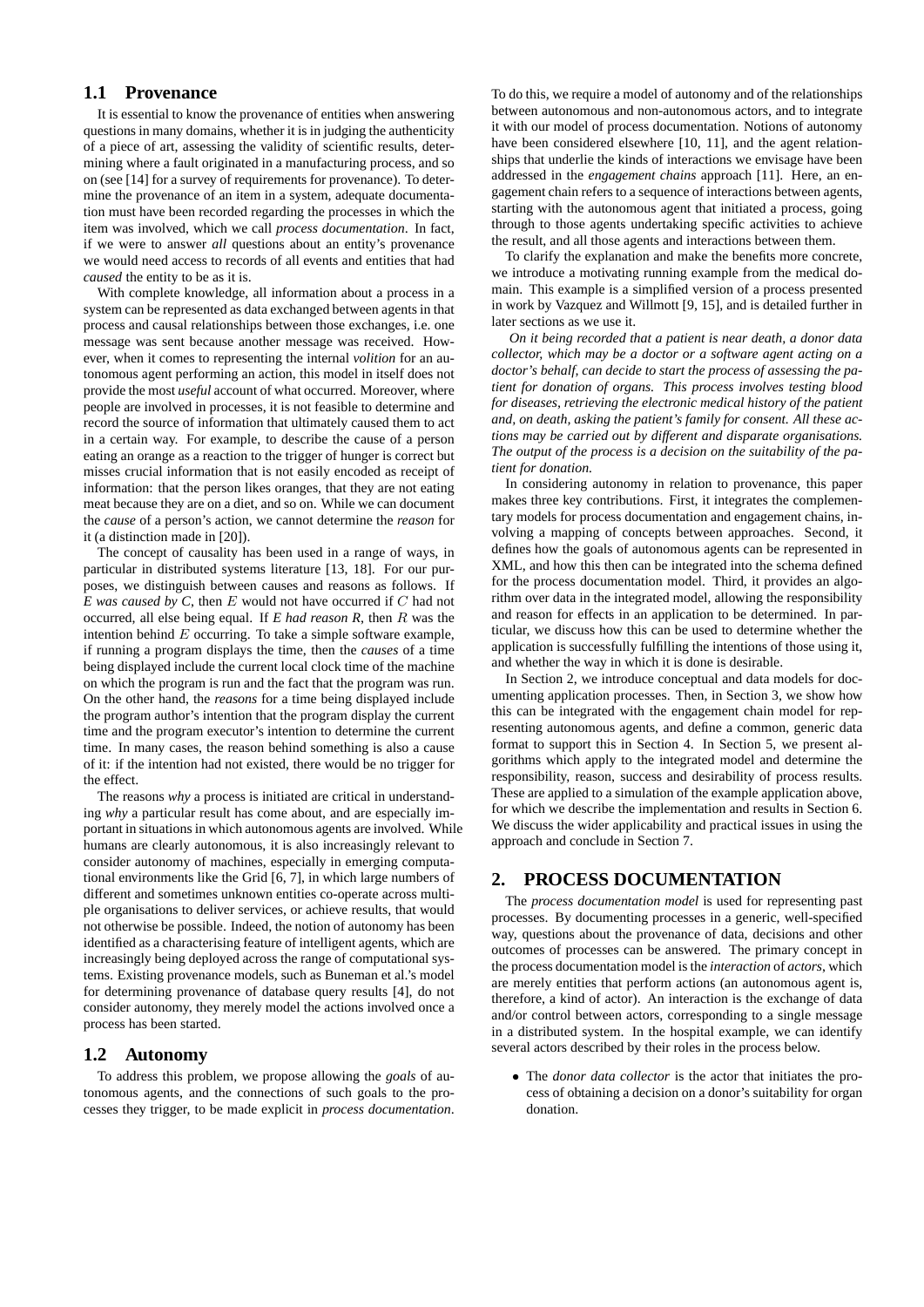## 1.1 Provenance

It is essential to know the provenance of entities when answering questions in many domains, whether it is in judging the authenticity of a piece of art, assessing the validity of scientific results, determining where a fault originated in a manufacturing process, and so on (see [14] for a survey of requirements for provenance). To determine the provenance of an item in a system, adequate documentation must have been recorded regarding the processes in which the item was involved, which we call *process documentation*. In fact, if we were to answer *all* questions about an entity's provenance we would need access to records of all events and entities that had *caused* the entity to be as it is.

With complete knowledge, all information about a process in a system can be represented as data exchanged between agents in that process and causal relationships between those exchanges, i.e. one message was sent because another message was received. However, when it comes to representing the internal *volition* for an autonomous agent performing an action, this model in itself does not provide the most *useful* account of what occurred. Moreover, where people are involved in processes, it is not feasible to determine and record the source of information that ultimately caused them to act in a certain way. For example, to describe the cause of a person eating an orange as a reaction to the trigger of hunger is correct but misses crucial information that is not easily encoded as receipt of information: that the person likes oranges, that they are not eating meat because they are on a diet, and so on. While we can document the *cause* of a person's action, we cannot determine the *reason* for it (a distinction made in [20]).

The concept of causality has been used in a range of ways, in particular in distributed systems literature [13, 18]. For our purposes, we distinguish between causes and reasons as follows. If *$E$ was caused by $C$*, then $E$ would not have occurred if $C$ had not occurred, all else being equal. If *$E$ had reason $R$*, then $R$ was the intention behind $E$ occurring. To take a simple software example, if running a program displays the time, then the *causes* of a time being displayed include the current local clock time of the machine on which the program is run and the fact that the program was run. On the other hand, the *reasons* for a time being displayed include the program author's intention that the program display the current time and the program executor's intention to determine the current time. In many cases, the reason behind something is also a cause of it: if the intention had not existed, there would be no trigger for the effect.

The reasons *why* a process is initiated are critical in understanding *why* a particular result has come about, and are especially important in situations in which autonomous agents are involved. While humans are clearly autonomous, it is also increasingly relevant to consider autonomy of machines, especially in emerging computational environments like the Grid [6, 7], in which large numbers of different and sometimes unknown entities co-operate across multiple organisations to deliver services, or achieve results, that would not otherwise be possible. Indeed, the notion of autonomy has been identified as a characterising feature of intelligent agents, which are increasingly being deployed across the range of computational systems. Existing provenance models, such as Buneman et al.'s model for determining provenance of database query results [4], do not consider autonomy, they merely model the actions involved once a process has been started.

## 1.2 Autonomy

To address this problem, we propose allowing the *goals* of autonomous agents, and the connections of such goals to the processes they trigger, to be made explicit in *process documentation*. To do this, we require a model of autonomy and of the relationships between autonomous and non-autonomous actors, and to integrate it with our model of process documentation. Notions of autonomy have been considered elsewhere [10, 11], and the agent relationships that underlie the kinds of interactions we envisage have been addressed in the *engagement chains* approach [11]. Here, an engagement chain refers to a sequence of interactions between agents, starting with the autonomous agent that initiated a process, going through to those agents undertaking specific activities to achieve the result, and all those agents and interactions between them.

To clarify the explanation and make the benefits more concrete, we introduce a motivating running example from the medical domain. This example is a simplified version of a process presented in work by Vazquez and Willmott [9, 15], and is detailed further in later sections as we use it.

*On it being recorded that a patient is near death, a donor data collector, which may be a doctor or a software agent acting on a doctor's behalf, can decide to start the process of assessing the patient for donation of organs. This process involves testing blood for diseases, retrieving the electronic medical history of the patient and, on death, asking the patient's family for consent. All these actions may be carried out by different and disparate organisations. The output of the process is a decision on the suitability of the patient for donation.*

In considering autonomy in relation to provenance, this paper makes three key contributions. First, it integrates the complementary models for process documentation and engagement chains, involving a mapping of concepts between approaches. Second, it defines how the goals of autonomous agents can be represented in XML, and how this then can be integrated into the schema defined for the process documentation model. Third, it provides an algorithm over data in the integrated model, allowing the responsibility and reason for effects in an application to be determined. In particular, we discuss how this can be used to determine whether the application is successfully fulfilling the intentions of those using it, and whether the way in which it is done is desirable.

In Section 2, we introduce conceptual and data models for documenting application processes. Then, in Section 3, we show how this can be integrated with the engagement chain model for representing autonomous agents, and define a common, generic data format to support this in Section 4. In Section 5, we present algorithms which apply to the integrated model and determine the responsibility, reason, success and desirability of process results. These are applied to a simulation of the example application above, for which we describe the implementation and results in Section 6. We discuss the wider applicability and practical issues in using the approach and conclude in Section 7.

# 2. PROCESS DOCUMENTATION

The *process documentation model* is used for representing past processes. By documenting processes in a generic, well-specified way, questions about the provenance of data, decisions and other outcomes of processes can be answered. The primary concept in the process documentation model is the *interaction* of *actors*, which are merely entities that perform actions (an autonomous agent is, therefore, a kind of actor). An interaction is the exchange of data and/or control between actors, corresponding to a single message in a distributed system. In the hospital example, we can identify several actors described by their roles in the process below.

- The *donor data collector* is the actor that initiates the process of obtaining a decision on a donor's suitability for organ donation.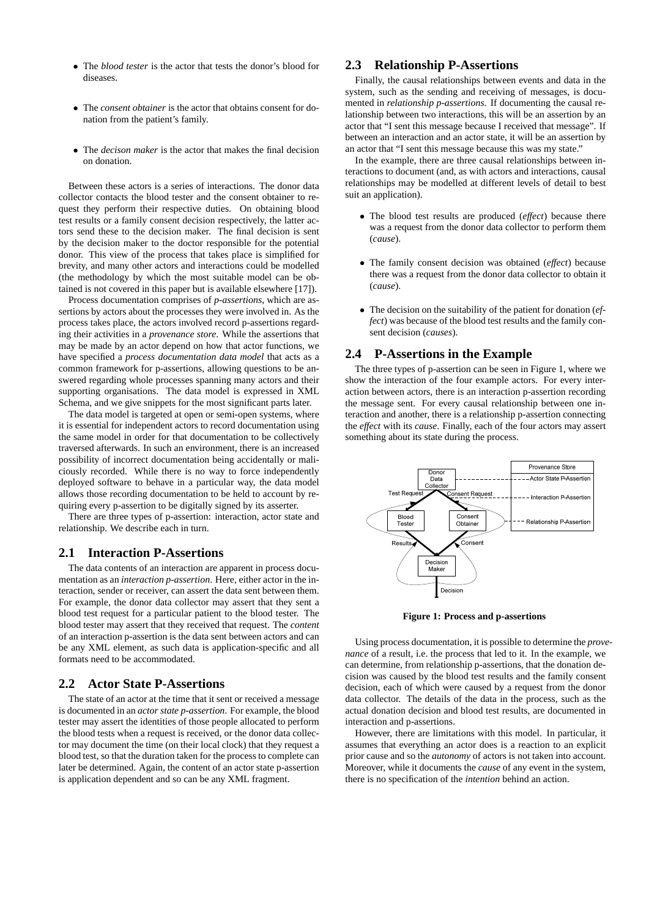- The *blood tester* is the actor that tests the donor's blood for diseases.
- The *consent obtainer* is the actor that obtains consent for donation from the patient's family.
- The *decison maker* is the actor that makes the final decision on donation.

Between these actors is a series of interactions. The donor data collector contacts the blood tester and the consent obtainer to request they perform their respective duties. On obtaining blood test results or a family consent decision respectively, the latter actors send these to the decision maker. The final decision is sent by the decision maker to the doctor responsible for the potential donor. This view of the process that takes place is simplified for brevity, and many other actors and interactions could be modelled (the methodology by which the most suitable model can be obtained is not covered in this paper but is available elsewhere [17]).

Process documentation comprises of *p-assertions*, which are assertions by actors about the processes they were involved in. As the process takes place, the actors involved record p-assertions regarding their activities in a *provenance store*. While the assertions that may be made by an actor depend on how that actor functions, we have specified a *process documentation data model* that acts as a common framework for p-assertions, allowing questions to be answered regarding whole processes spanning many actors and their supporting organisations. The data model is expressed in XML Schema, and we give snippets for the most significant parts later.

The data model is targeted at open or semi-open systems, where it is essential for independent actors to record documentation using the same model in order for that documentation to be collectively traversed afterwards. In such an environment, there is an increased possibility of incorrect documentation being accidentally or maliciously recorded. While there is no way to force independently deployed software to behave in a particular way, the data model allows those recording documentation to be held to account by requiring every p-assertion to be digitally signed by its asserter.

There are three types of p-assertion: interaction, actor state and relationship. We describe each in turn.

## 2.1 Interaction P-Assertions

The data contents of an interaction are apparent in process documentation as an *interaction p-assertion*. Here, either actor in the interaction, sender or receiver, can assert the data sent between them. For example, the donor data collector may assert that they sent a blood test request for a particular patient to the blood tester. The blood tester may assert that they received that request. The *content* of an interaction p-assertion is the data sent between actors and can be any XML element, as such data is application-specific and all formats need to be accommodated.

## 2.2 Actor State P-Assertions

The state of an actor at the time that it sent or received a message is documented in an *actor state p-assertion*. For example, the blood tester may assert the identities of those people allocated to perform the blood tests when a request is received, or the donor data collector may document the time (on their local clock) that they request a blood test, so that the duration taken for the process to complete can later be determined. Again, the content of an actor state p-assertion is application dependent and so can be any XML fragment.

## 2.3 Relationship P-Assertions

Finally, the causal relationships between events and data in the system, such as the sending and receiving of messages, is documented in *relationship p-assertions*. If documenting the causal relationship between two interactions, this will be an assertion by an actor that "I sent this message because I received that message". If between an interaction and an actor state, it will be an assertion by an actor that "I sent this message because this was my state."

In the example, there are three causal relationships between interactions to document (and, as with actors and interactions, causal relationships may be modelled at different levels of detail to best suit an application).

- The blood test results are produced (*effect*) because there was a request from the donor data collector to perform them (*cause*).
- The family consent decision was obtained (*effect*) because there was a request from the donor data collector to obtain it (*cause*).
- The decision on the suitability of the patient for donation (*effect*) was because of the blood test results and the family consent decision (*causes*).

## 2.4 P-Assertions in the Example

The three types of p-assertion can be seen in Figure 1, where we show the interaction of the four example actors. For every interaction between actors, there is an interaction p-assertion recording the message sent. For every causal relationship between one interaction and another, there is a relationship p-assertion connecting the *effect* with its *cause*. Finally, each of the four actors may assert something about its state during the process.

**Figure 1: Process and p-assertions**

Using process documentation, it is possible to determine the *provenance* of a result, i.e. the process that led to it. In the example, we can determine, from relationship p-assertions, that the donation decision was caused by the blood test results and the family consent decision, each of which were caused by a request from the donor data collector. The details of the data in the process, such as the actual donation decision and blood test results, are documented in interaction and p-assertions.

However, there are limitations with this model. In particular, it assumes that everything an actor does is a reaction to an explicit prior cause and so the *autonomy* of actors is not taken into account. Moreover, while it documents the *cause* of any event in the system, there is no specification of the *intention* behind an action.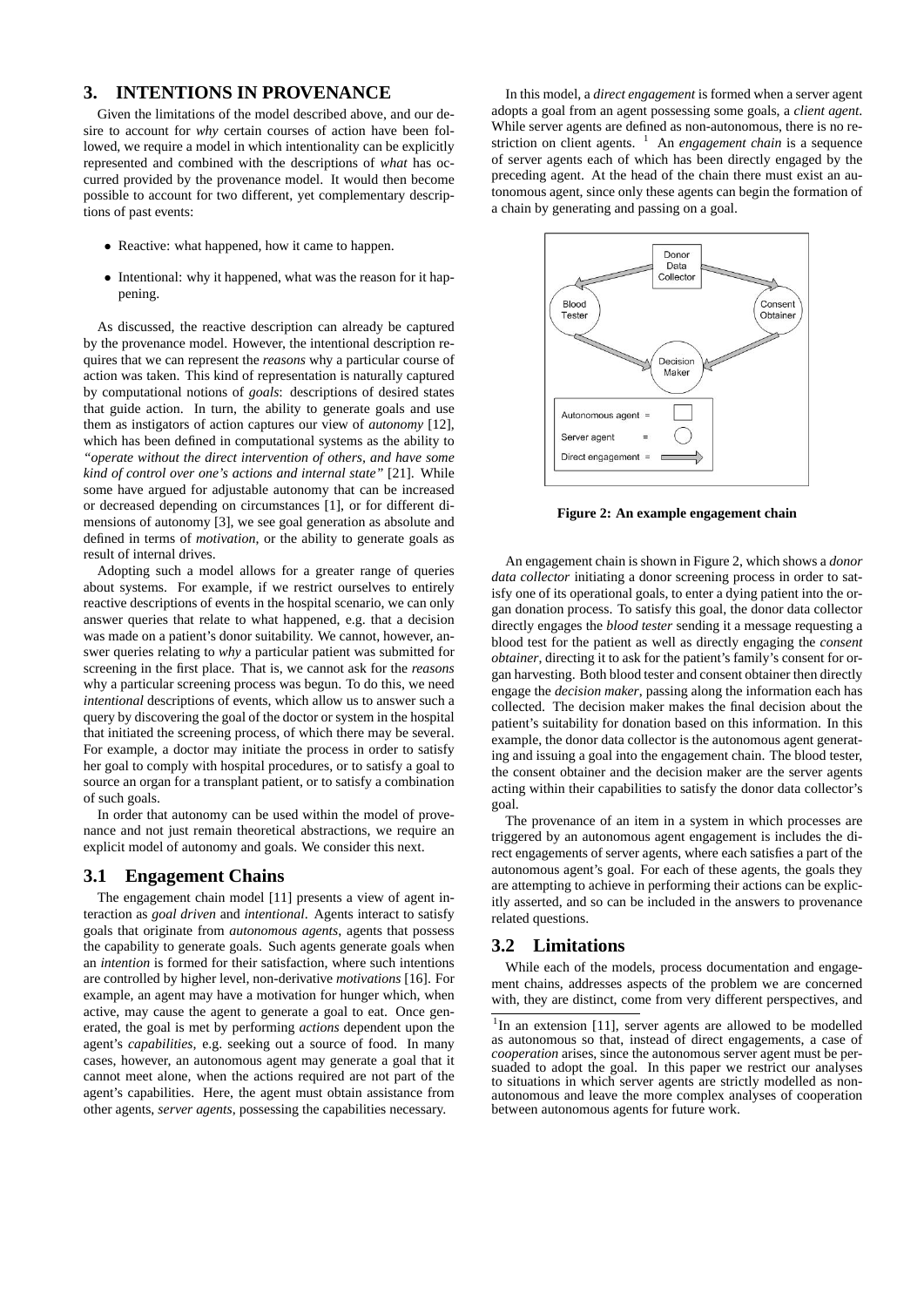## 3. INTENTIONS IN PROVENANCE

Given the limitations of the model described above, and our desire to account for *why* certain courses of action have been followed, we require a model in which intentionality can be explicitly represented and combined with the descriptions of *what* has occurred provided by the provenance model. It would then become possible to account for two different, yet complementary descriptions of past events:

- Reactive: what happened, how it came to happen.
- Intentional: why it happened, what was the reason for it happening.

As discussed, the reactive description can already be captured by the provenance model. However, the intentional description requires that we can represent the *reasons* why a particular course of action was taken. This kind of representation is naturally captured by computational notions of *goals*: descriptions of desired states that guide action. In turn, the ability to generate goals and use them as instigators of action captures our view of *autonomy* [12], which has been defined in computational systems as the ability to *"operate without the direct intervention of others, and have some kind of control over one's actions and internal state"* [21]. While some have argued for adjustable autonomy that can be increased or decreased depending on circumstances [1], or for different dimensions of autonomy [3], we see goal generation as absolute and defined in terms of *motivation*, or the ability to generate goals as result of internal drives.

Adopting such a model allows for a greater range of queries about systems. For example, if we restrict ourselves to entirely reactive descriptions of events in the hospital scenario, we can only answer queries that relate to what happened, e.g. that a decision was made on a patient's donor suitability. We cannot, however, answer queries relating to *why* a particular patient was submitted for screening in the first place. That is, we cannot ask for the *reasons* why a particular screening process was begun. To do this, we need *intentional* descriptions of events, which allow us to answer such a query by discovering the goal of the doctor or system in the hospital that initiated the screening process, of which there may be several. For example, a doctor may initiate the process in order to satisfy her goal to comply with hospital procedures, or to satisfy a goal to source an organ for a transplant patient, or to satisfy a combination of such goals.

In order that autonomy can be used within the model of provenance and not just remain theoretical abstractions, we require an explicit model of autonomy and goals. We consider this next.

### 3.1 Engagement Chains

The engagement chain model [11] presents a view of agent interaction as *goal driven* and *intentional*. Agents interact to satisfy goals that originate from *autonomous agents*, agents that possess the capability to generate goals. Such agents generate goals when an *intention* is formed for their satisfaction, where such intentions are controlled by higher level, non-derivative *motivations* [16]. For example, an agent may have a motivation for hunger which, when active, may cause the agent to generate a goal to eat. Once generated, the goal is met by performing *actions* dependent upon the agent's *capabilities*, e.g. seeking out a source of food. In many cases, however, an autonomous agent may generate a goal that it cannot meet alone, when the actions required are not part of the agent's capabilities. Here, the agent must obtain assistance from other agents, *server agents*, possessing the capabilities necessary.

In this model, a *direct engagement* is formed when a server agent adopts a goal from an agent possessing some goals, a *client agent*. While server agents are defined as non-autonomous, there is no restriction on client agents. [1] An *engagement chain* is a sequence of server agents each of which has been directly engaged by the preceding agent. At the head of the chain there must exist an autonomous agent, since only these agents can begin the formation of a chain by generating and passing on a goal.

**Figure 2: An example engagement chain**

An engagement chain is shown in Figure 2, which shows a *donor data collector* initiating a donor screening process in order to satisfy one of its operational goals, to enter a dying patient into the organ donation process. To satisfy this goal, the donor data collector directly engages the *blood tester* sending it a message requesting a blood test for the patient as well as directly engaging the *consent obtainer*, directing it to ask for the patient's family's consent for organ harvesting. Both blood tester and consent obtainer then directly engage the *decision maker*, passing along the information each has collected. The decision maker makes the final decision about the patient's suitability for donation based on this information. In this example, the donor data collector is the autonomous agent generating and issuing a goal into the engagement chain. The blood tester, the consent obtainer and the decision maker are the server agents acting within their capabilities to satisfy the donor data collector's goal.

The provenance of an item in a system in which processes are triggered by an autonomous agent engagement is includes the direct engagements of server agents, where each satisfies a part of the autonomous agent's goal. For each of these agents, the goals they are attempting to achieve in performing their actions can be explicitly asserted, and so can be included in the answers to provenance related questions.

### 3.2 Limitations

While each of the models, process documentation and engagement chains, addresses aspects of the problem we are concerned with, they are distinct, come from very different perspectives, and

[1] In an extension [11], server agents are allowed to be modelled as autonomous so that, instead of direct engagements, a case of *cooperation* arises, since the autonomous server agent must be persuaded to adopt the goal. In this paper we restrict our analyses to situations in which server agents are strictly modelled as non-autonomous and leave the more complex analyses of cooperation between autonomous agents for future work.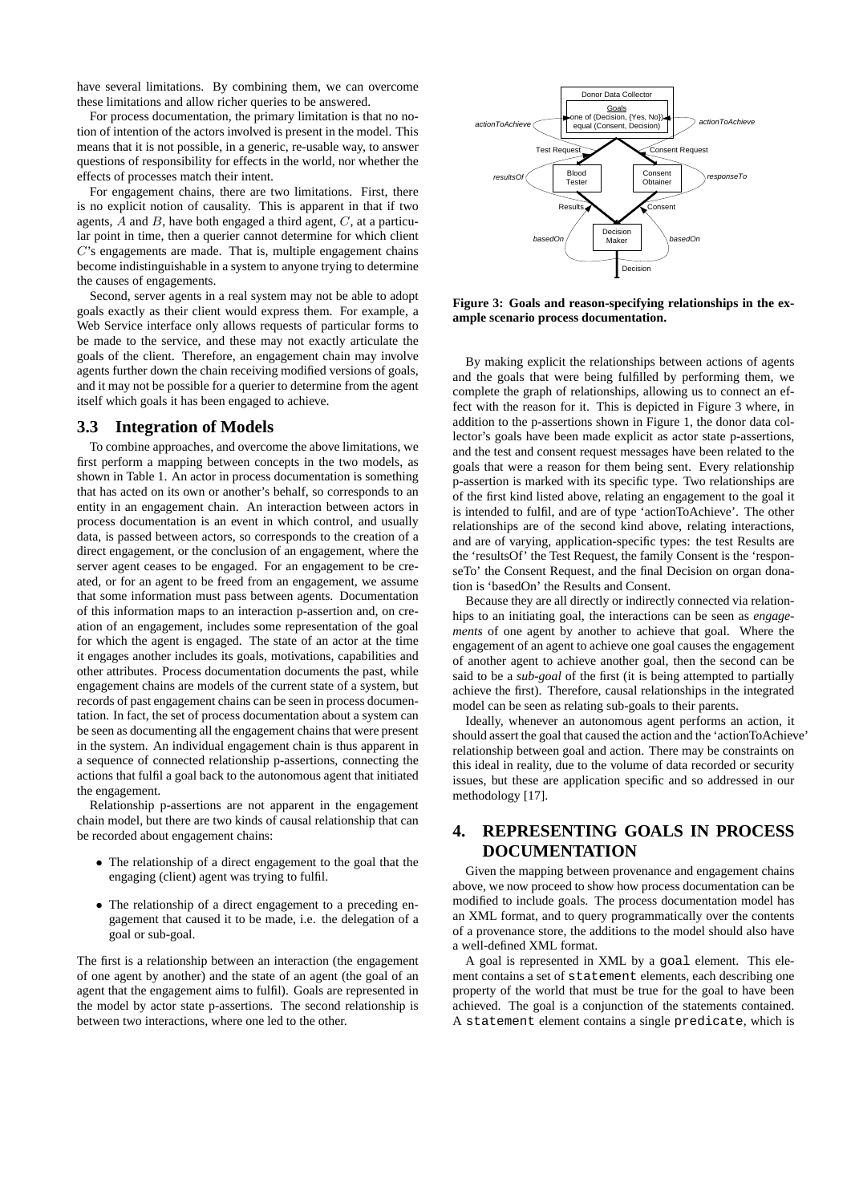have several limitations. By combining them, we can overcome these limitations and allow richer queries to be answered.

For process documentation, the primary limitation is that no notion of intention of the actors involved is present in the model. This means that it is not possible, in a generic, re-usable way, to answer questions of responsibility for effects in the world, nor whether the effects of processes match their intent.

For engagement chains, there are two limitations. First, there is no explicit notion of causality. This is apparent in that if two agents, $A$ and $B$, have both engaged a third agent, $C$, at a particular point in time, then a querier cannot determine for which client $C$'s engagements are made. That is, multiple engagement chains become indistinguishable in a system to anyone trying to determine the causes of engagements.

Second, server agents in a real system may not be able to adopt goals exactly as their client would express them. For example, a Web Service interface only allows requests of particular forms to be made to the service, and these may not exactly articulate the goals of the client. Therefore, an engagement chain may involve agents further down the chain receiving modified versions of goals, and it may not be possible for a querier to determine from the agent itself which goals it has been engaged to achieve.

### 3.3 Integration of Models

To combine approaches, and overcome the above limitations, we first perform a mapping between concepts in the two models, as shown in Table 1. An actor in process documentation is something that has acted on its own or another's behalf, so corresponds to an entity in an engagement chain. An interaction between actors in process documentation is an event in which control, and usually data, is passed between actors, so corresponds to the creation of a direct engagement, or the conclusion of an engagement, where the server agent ceases to be engaged. For an engagement to be created, or for an agent to be freed from an engagement, we assume that some information must pass between agents. Documentation of this information maps to an interaction p-assertion and, on creation of an engagement, includes some representation of the goal for which the agent is engaged. The state of an actor at the time it engages another includes its goals, motivations, capabilities and other attributes. Process documentation documents the past, while engagement chains are models of the current state of a system, but records of past engagement chains can be seen in process documentation. In fact, the set of process documentation about a system can be seen as documenting all the engagement chains that were present in the system. An individual engagement chain is thus apparent in a sequence of connected relationship p-assertions, connecting the actions that fulfil a goal back to the autonomous agent that initiated the engagement.

Relationship p-assertions are not apparent in the engagement chain model, but there are two kinds of causal relationship that can be recorded about engagement chains:

- The relationship of a direct engagement to the goal that the engaging (client) agent was trying to fulfil.
- The relationship of a direct engagement to a preceding engagement that caused it to be made, i.e. the delegation of a goal or sub-goal.

The first is a relationship between an interaction (the engagement of one agent by another) and the state of an agent (the goal of an agent that the engagement aims to fulfil). Goals are represented in the model by actor state p-assertions. The second relationship is between two interactions, where one led to the other.

**Figure 3: Goals and reason-specifying relationships in the example scenario process documentation.**

By making explicit the relationships between actions of agents and the goals that were being fulfilled by performing them, we complete the graph of relationships, allowing us to connect an effect with the reason for it. This is depicted in Figure 3 where, in addition to the p-assertions shown in Figure 1, the donor data collector's goals have been made explicit as actor state p-assertions, and the test and consent request messages have been related to the goals that were a reason for them being sent. Every relationship p-assertion is marked with its specific type. Two relationships are of the first kind listed above, relating an engagement to the goal it is intended to fulfil, and are of type 'actionToAchieve'. The other relationships are of the second kind above, relating interactions, and are of varying, application-specific types: the test Results are the 'resultsOf' the Test Request, the family Consent is the 'responseTo' the Consent Request, and the final Decision on organ donation is 'basedOn' the Results and Consent.

Because they are all directly or indirectly connected via relationships to an initiating goal, the interactions can be seen as *engagements* of one agent by another to achieve that goal. Where the engagement of an agent to achieve one goal causes the engagement of another agent to achieve another goal, then the second can be said to be a *sub-goal* of the first (it is being attempted to partially achieve the first). Therefore, causal relationships in the integrated model can be seen as relating sub-goals to their parents.

Ideally, whenever an autonomous agent performs an action, it should assert the goal that caused the action and the 'actionToAchieve' relationship between goal and action. There may be constraints on this ideal in reality, due to the volume of data recorded or security issues, but these are application specific and so addressed in our methodology [17].

## 4. REPRESENTING GOALS IN PROCESS DOCUMENTATION

Given the mapping between provenance and engagement chains above, we now proceed to show how process documentation can be modified to include goals. The process documentation model has an XML format, and to query programmatically over the contents of a provenance store, the additions to the model should also have a well-defined XML format.

A goal is represented in XML by a `goal` element. This element contains a set of `statement` elements, each describing one property of the world that must be true for the goal to have been achieved. The goal is a conjunction of the statements contained. A `statement` element contains a single `predicate`, which is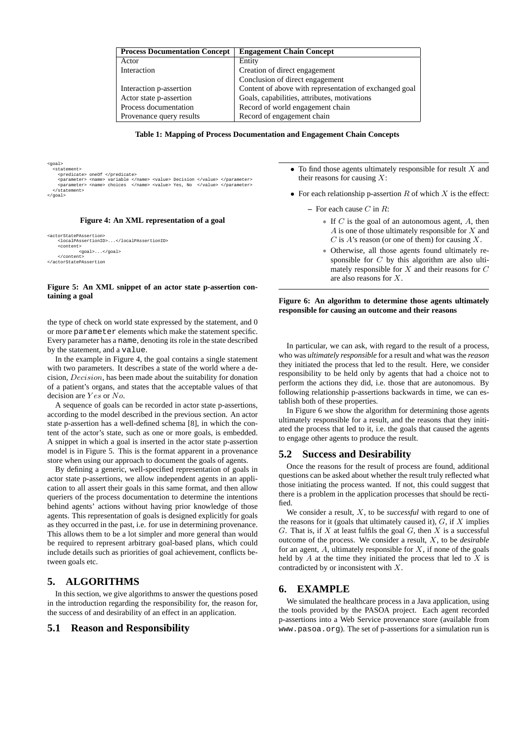| Process Documentation Concept | Engagement Chain Concept |
|---|---|
| Actor | Entity |
| Interaction | Creation of direct engagement |
| | Conclusion of direct engagement |
| Interaction p-assertion | Content of above with representation of exchanged goal |
| Actor state p-assertion | Goals, capabilities, attributes, motivations |
| Process documentation | Record of world engagement chain |
| Provenance query results | Record of engagement chain |

**Table 1: Mapping of Process Documentation and Engagement Chain Concepts**

```
<goal>
  <statement>
    <predicate> oneOf </predicate>
    <parameter> <name> variable </name> <value> Decision </value> </parameter>
    <parameter> <name> choices  </name> <value> Yes, No  </value> </parameter>
  </statement>
</goal>
```

**Figure 4: An XML representation of a goal**

```
<actorStatePAssertion>
    <localPAssertionID>...</localPAssertionID>
    <content>
         <goal>...</goal>
    </content>
</actorStatePAssertion
```

**Figure 5: An XML snippet of an actor state p-assertion containing a goal**

the type of check on world state expressed by the statement, and 0 or more `parameter` elements which make the statement specific. Every parameter has a `name`, denoting its role in the state described by the statement, and a `value`.

In the example in Figure 4, the goal contains a single statement with two parameters. It describes a state of the world where a decision, $Decision$, has been made about the suitability for donation of a patient's organs, and states that the acceptable values of that decision are $Yes$ or $No$.

A sequence of goals can be recorded in actor state p-assertions, according to the model described in the previous section. An actor state p-assertion has a well-defined schema [8], in which the content of the actor's state, such as one or more goals, is embedded. A snippet in which a goal is inserted in the actor state p-assertion model is in Figure 5. This is the format apparent in a provenance store when using our approach to document the goals of agents.

By defining a generic, well-specified representation of goals in actor state p-assertions, we allow independent agents in an application to all assert their goals in this same format, and then allow queriers of the process documentation to determine the intentions behind agents' actions without having prior knowledge of those agents. This representation of goals is designed explicitly for goals as they occurred in the past, i.e. for use in determining provenance. This allows them to be a lot simpler and more general than would be required to represent arbitrary goal-based plans, which could include details such as priorities of goal achievement, conflicts between goals etc.

## 5. ALGORITHMS

In this section, we give algorithms to answer the questions posed in the introduction regarding the responsibility for, the reason for, the success of and desirability of an effect in an application.

### 5.1 Reason and Responsibility

- To find those agents ultimately responsible for result $X$ and their reasons for causing $X$:
- For each relationship p-assertion $R$ of which $X$ is the effect:
  - For each cause $C$ in $R$:
    - If $C$ is the goal of an autonomous agent, $A$, then $A$ is one of those ultimately responsible for $X$ and $C$ is $A$'s reason (or one of them) for causing $X$.
    - Otherwise, all those agents found ultimately responsible for $C$ by this algorithm are also ultimately responsible for $X$ and their reasons for $C$ are also reasons for $X$.

**Figure 6: An algorithm to determine those agents ultimately responsible for causing an outcome and their reasons**

In particular, we can ask, with regard to the result of a process, who was *ultimately responsible* for a result and what was the *reason* they initiated the process that led to the result. Here, we consider responsibility to be held only by agents that had a choice not to perform the actions they did, i.e. those that are autonomous. By following relationship p-assertions backwards in time, we can establish both of these properties.

In Figure 6 we show the algorithm for determining those agents ultimately responsible for a result, and the reasons that they initiated the process that led to it, i.e. the goals that caused the agents to engage other agents to produce the result.

### 5.2 Success and Desirability

Once the reasons for the result of process are found, additional questions can be asked about whether the result truly reflected what those initiating the process wanted. If not, this could suggest that there is a problem in the application processes that should be rectified.

We consider a result, $X$, to be *successful* with regard to one of the reasons for it (goals that ultimately caused it), $G$, if $X$ implies $G$. That is, if $X$ at least fulfils the goal $G$, then $X$ is a successful outcome of the process. We consider a result, $X$, to be *desirable* for an agent, $A$, ultimately responsible for $X$, if none of the goals held by $A$ at the time they initiated the process that led to $X$ is contradicted by or inconsistent with $X$.

## 6. EXAMPLE

We simulated the healthcare process in a Java application, using the tools provided by the PASOA project. Each agent recorded p-assertions into a Web Service provenance store (available from `www.pasoa.org`). The set of p-assertions for a simulation run is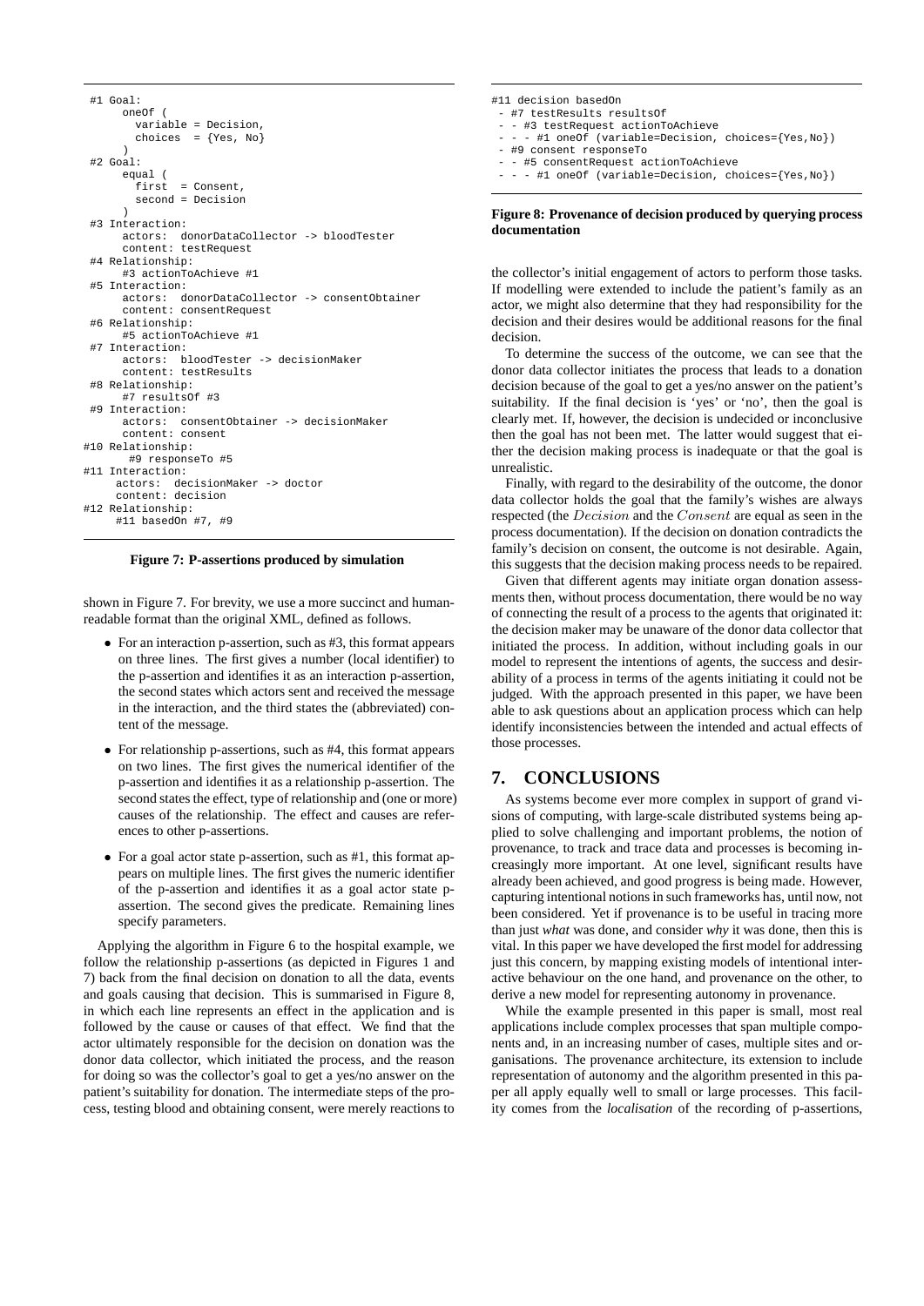```
 #1 Goal:
      oneOf (
        variable = Decision,
        choices  = {Yes, No}
      )
 #2 Goal:
      equal (
        first  = Consent,
        second = Decision
      )
 #3 Interaction:
      actors:  donorDataCollector -> bloodTester
      content: testRequest
 #4 Relationship:
      #3 actionToAchieve #1
 #5 Interaction:
      actors:  donorDataCollector -> consentObtainer
      content: consentRequest
 #6 Relationship:
      #5 actionToAchieve #1
 #7 Interaction:
      actors:  bloodTester -> decisionMaker
      content: testResults
 #8 Relationship:
      #7 resultsOf #3
 #9 Interaction:
      actors:  consentObtainer -> decisionMaker
      content: consent
#10 Relationship:
       #9 responseTo #5
#11 Interaction:
     actors:  decisionMaker -> doctor
     content: decision
#12 Relationship:
     #11 basedOn #7, #9
```

**Figure 7: P-assertions produced by simulation**

shown in Figure 7. For brevity, we use a more succinct and human-readable format than the original XML, defined as follows.

- For an interaction p-assertion, such as #3, this format appears on three lines. The first gives a number (local identifier) to the p-assertion and identifies it as an interaction p-assertion, the second states which actors sent and received the message in the interaction, and the third states the (abbreviated) content of the message.
- For relationship p-assertions, such as #4, this format appears on two lines. The first gives the numerical identifier of the p-assertion and identifies it as a relationship p-assertion. The second states the effect, type of relationship and (one or more) causes of the relationship. The effect and causes are references to other p-assertions.
- For a goal actor state p-assertion, such as #1, this format appears on multiple lines. The first gives the numeric identifier of the p-assertion and identifies it as a goal actor state p-assertion. The second gives the predicate. Remaining lines specify parameters.

Applying the algorithm in Figure 6 to the hospital example, we follow the relationship p-assertions (as depicted in Figures 1 and 7) back from the final decision on donation to all the data, events and goals causing that decision. This is summarised in Figure 8, in which each line represents an effect in the application and is followed by the cause or causes of that effect. We find that the actor ultimately responsible for the decision on donation was the donor data collector, which initiated the process, and the reason for doing so was the collector's goal to get a yes/no answer on the patient's suitability for donation. The intermediate steps of the process, testing blood and obtaining consent, were merely reactions to the collector's initial engagement of actors to perform those tasks. If modelling were extended to include the patient's family as an actor, we might also determine that they had responsibility for the decision and their desires would be additional reasons for the final decision.

```
#11 decision basedOn
 - #7 testResults resultsOf
 - - #3 testRequest actionToAchieve
 - - - #1 oneOf (variable=Decision, choices={Yes,No})
 - #9 consent responseTo
 - - #5 consentRequest actionToAchieve
 - - - #1 oneOf (variable=Decision, choices={Yes,No})
```

**Figure 8: Provenance of decision produced by querying process documentation**

To determine the success of the outcome, we can see that the donor data collector initiates the process that leads to a donation decision because of the goal to get a yes/no answer on the patient's suitability. If the final decision is 'yes' or 'no', then the goal is clearly met. If, however, the decision is undecided or inconclusive then the goal has not been met. The latter would suggest that either the decision making process is inadequate or that the goal is unrealistic.

Finally, with regard to the desirability of the outcome, the donor data collector holds the goal that the family's wishes are always respected (the $Decision$ and the $Consent$ are equal as seen in the process documentation). If the decision on donation contradicts the family's decision on consent, the outcome is not desirable. Again, this suggests that the decision making process needs to be repaired.

Given that different agents may initiate organ donation assessments then, without process documentation, there would be no way of connecting the result of a process to the agents that originated it: the decision maker may be unaware of the donor data collector that initiated the process. In addition, without including goals in our model to represent the intentions of agents, the success and desirability of a process in terms of the agents initiating it could not be judged. With the approach presented in this paper, we have been able to ask questions about an application process which can help identify inconsistencies between the intended and actual effects of those processes.

## 7. CONCLUSIONS

As systems become ever more complex in support of grand visions of computing, with large-scale distributed systems being applied to solve challenging and important problems, the notion of provenance, to track and trace data and processes is becoming increasingly more important. At one level, significant results have already been achieved, and good progress is being made. However, capturing intentional notions in such frameworks has, until now, not been considered. Yet if provenance is to be useful in tracing more than just *what* was done, and consider *why* it was done, then this is vital. In this paper we have developed the first model for addressing just this concern, by mapping existing models of intentional interactive behaviour on the one hand, and provenance on the other, to derive a new model for representing autonomy in provenance.

While the example presented in this paper is small, most real applications include complex processes that span multiple components and, in an increasing number of cases, multiple sites and organisations. The provenance architecture, its extension to include representation of autonomy and the algorithm presented in this paper all apply equally well to small or large processes. This facility comes from the *localisation* of the recording of p-assertions,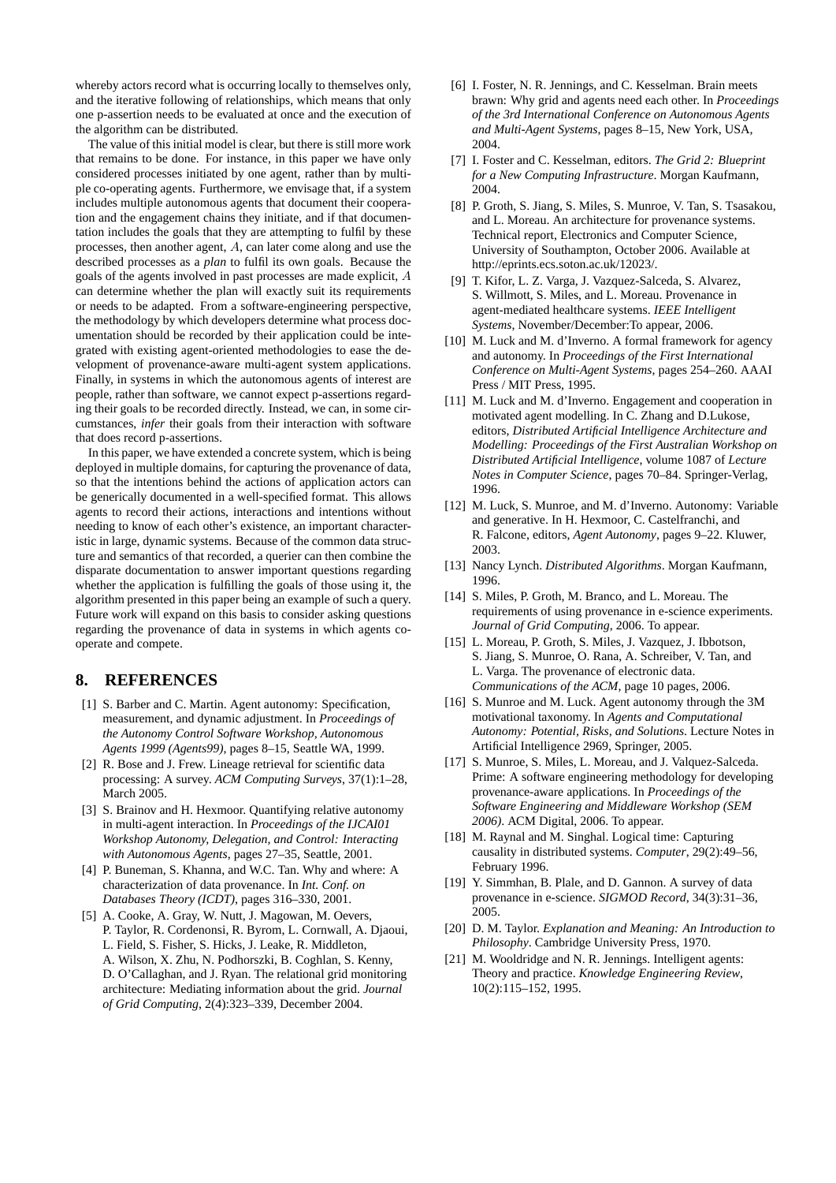whereby actors record what is occurring locally to themselves only, and the iterative following of relationships, which means that only one p-assertion needs to be evaluated at once and the execution of the algorithm can be distributed.

The value of this initial model is clear, but there is still more work that remains to be done. For instance, in this paper we have only considered processes initiated by one agent, rather than by multiple co-operating agents. Furthermore, we envisage that, if a system includes multiple autonomous agents that document their cooperation and the engagement chains they initiate, and if that documentation includes the goals that they are attempting to fulfil by these processes, then another agent, $A$, can later come along and use the described processes as a *plan* to fulfil its own goals. Because the goals of the agents involved in past processes are made explicit, $A$ can determine whether the plan will exactly suit its requirements or needs to be adapted. From a software-engineering perspective, the methodology by which developers determine what process documentation should be recorded by their application could be integrated with existing agent-oriented methodologies to ease the development of provenance-aware multi-agent system applications. Finally, in systems in which the autonomous agents of interest are people, rather than software, we cannot expect p-assertions regarding their goals to be recorded directly. Instead, we can, in some circumstances, *infer* their goals from their interaction with software that does record p-assertions.

In this paper, we have extended a concrete system, which is being deployed in multiple domains, for capturing the provenance of data, so that the intentions behind the actions of application actors can be generically documented in a well-specified format. This allows agents to record their actions, interactions and intentions without needing to know of each other's existence, an important characteristic in large, dynamic systems. Because of the common data structure and semantics of that recorded, a querier can then combine the disparate documentation to answer important questions regarding whether the application is fulfilling the goals of those using it, the algorithm presented in this paper being an example of such a query. Future work will expand on this basis to consider asking questions regarding the provenance of data in systems in which agents cooperate and compete.

## 8. REFERENCES

[1] S. Barber and C. Martin. Agent autonomy: Specification, measurement, and dynamic adjustment. In *Proceedings of the Autonomy Control Software Workshop, Autonomous Agents 1999 (Agents99)*, pages 8–15, Seattle WA, 1999.

[2] R. Bose and J. Frew. Lineage retrieval for scientific data processing: A survey. *ACM Computing Surveys*, 37(1):1–28, March 2005.

[3] S. Brainov and H. Hexmoor. Quantifying relative autonomy in multi-agent interaction. In *Proceedings of the IJCAI01 Workshop Autonomy, Delegation, and Control: Interacting with Autonomous Agents*, pages 27–35, Seattle, 2001.

[4] P. Buneman, S. Khanna, and W.C. Tan. Why and where: A characterization of data provenance. In *Int. Conf. on Databases Theory (ICDT)*, pages 316–330, 2001.

[5] A. Cooke, A. Gray, W. Nutt, J. Magowan, M. Oevers, P. Taylor, R. Cordenonsi, R. Byrom, L. Cornwall, A. Djaoui, L. Field, S. Fisher, S. Hicks, J. Leake, R. Middleton, A. Wilson, X. Zhu, N. Podhorszki, B. Coghlan, S. Kenny, D. O'Callaghan, and J. Ryan. The relational grid monitoring architecture: Mediating information about the grid. *Journal of Grid Computing*, 2(4):323–339, December 2004.

[6] I. Foster, N. R. Jennings, and C. Kesselman. Brain meets brawn: Why grid and agents need each other. In *Proceedings of the 3rd International Conference on Autonomous Agents and Multi-Agent Systems*, pages 8–15, New York, USA, 2004.

[7] I. Foster and C. Kesselman, editors. *The Grid 2: Blueprint for a New Computing Infrastructure*. Morgan Kaufmann, 2004.

[8] P. Groth, S. Jiang, S. Miles, S. Munroe, V. Tan, S. Tsasakou, and L. Moreau. An architecture for provenance systems. Technical report, Electronics and Computer Science, University of Southampton, October 2006. Available at http://eprints.ecs.soton.ac.uk/12023/.

[9] T. Kifor, L. Z. Varga, J. Vazquez-Salceda, S. Alvarez, S. Willmott, S. Miles, and L. Moreau. Provenance in agent-mediated healthcare systems. *IEEE Intelligent Systems*, November/December:To appear, 2006.

[10] M. Luck and M. d'Inverno. A formal framework for agency and autonomy. In *Proceedings of the First International Conference on Multi-Agent Systems*, pages 254–260. AAAI Press / MIT Press, 1995.

[11] M. Luck and M. d'Inverno. Engagement and cooperation in motivated agent modelling. In C. Zhang and D.Lukose, editors, *Distributed Artificial Intelligence Architecture and Modelling: Proceedings of the First Australian Workshop on Distributed Artificial Intelligence*, volume 1087 of *Lecture Notes in Computer Science*, pages 70–84. Springer-Verlag, 1996.

[12] M. Luck, S. Munroe, and M. d'Inverno. Autonomy: Variable and generative. In H. Hexmoor, C. Castelfranchi, and R. Falcone, editors, *Agent Autonomy*, pages 9–22. Kluwer, 2003.

[13] Nancy Lynch. *Distributed Algorithms*. Morgan Kaufmann, 1996.

[14] S. Miles, P. Groth, M. Branco, and L. Moreau. The requirements of using provenance in e-science experiments. *Journal of Grid Computing*, 2006. To appear.

[15] L. Moreau, P. Groth, S. Miles, J. Vazquez, J. Ibbotson, S. Jiang, S. Munroe, O. Rana, A. Schreiber, V. Tan, and L. Varga. The provenance of electronic data. *Communications of the ACM*, page 10 pages, 2006.

[16] S. Munroe and M. Luck. Agent autonomy through the 3M motivational taxonomy. In *Agents and Computational Autonomy: Potential, Risks, and Solutions*. Lecture Notes in Artificial Intelligence 2969, Springer, 2005.

[17] S. Munroe, S. Miles, L. Moreau, and J. Valquez-Salceda. Prime: A software engineering methodology for developing provenance-aware applications. In *Proceedings of the Software Engineering and Middleware Workshop (SEM 2006)*. ACM Digital, 2006. To appear.

[18] M. Raynal and M. Singhal. Logical time: Capturing causality in distributed systems. *Computer*, 29(2):49–56, February 1996.

[19] Y. Simmhan, B. Plale, and D. Gannon. A survey of data provenance in e-science. *SIGMOD Record*, 34(3):31–36, 2005.

[20] D. M. Taylor. *Explanation and Meaning: An Introduction to Philosophy*. Cambridge University Press, 1970.

[21] M. Wooldridge and N. R. Jennings. Intelligent agents: Theory and practice. *Knowledge Engineering Review*, 10(2):115–152, 1995.